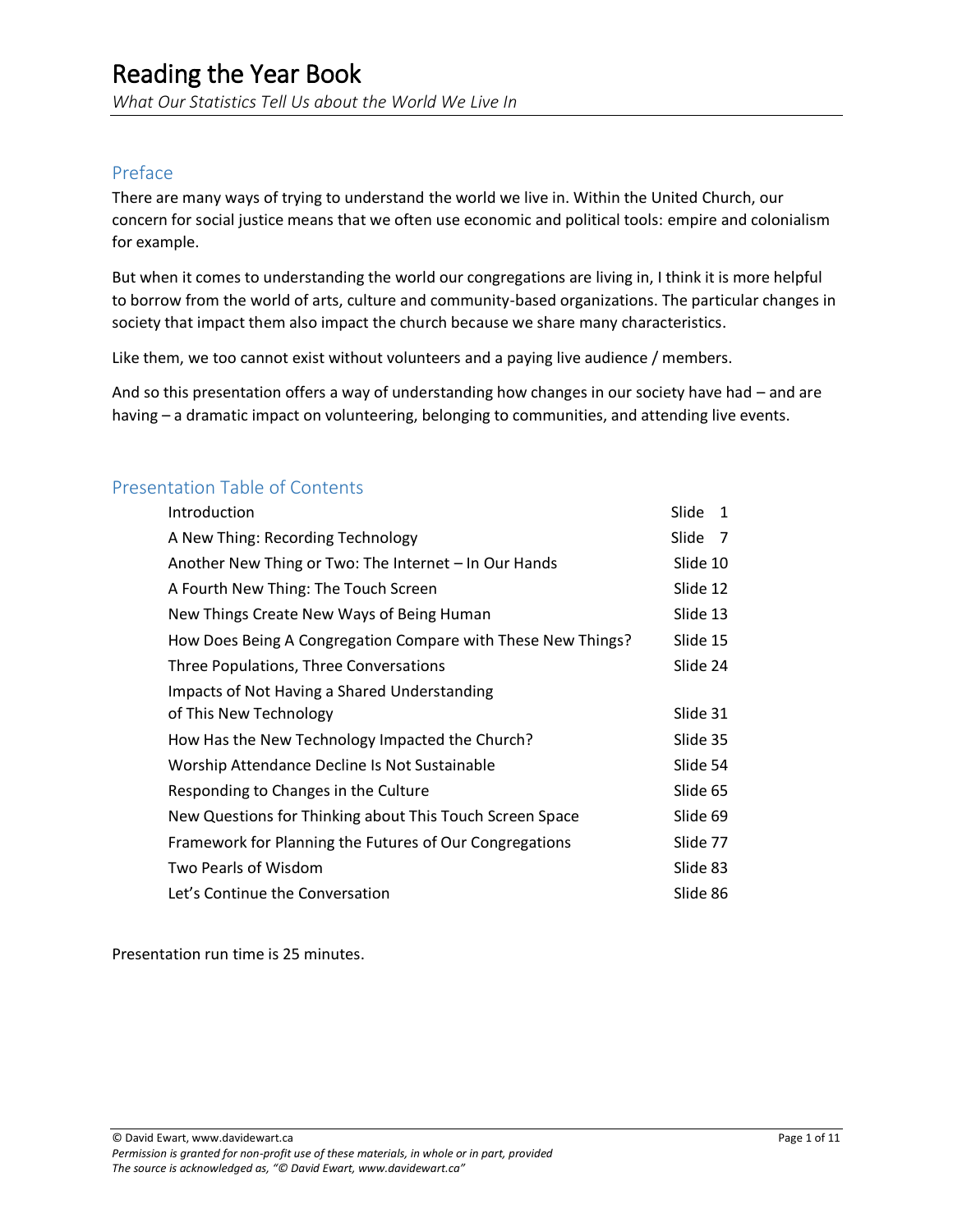# Reading the Year Book

*What Our Statistics Tell Us about the World We Live In*

## Preface

There are many ways of trying to understand the world we live in. Within the United Church, our concern for social justice means that we often use economic and political tools: empire and colonialism for example.

But when it comes to understanding the world our congregations are living in, I think it is more helpful to borrow from the world of arts, culture and community-based organizations. The particular changes in society that impact them also impact the church because we share many characteristics.

Like them, we too cannot exist without volunteers and a paying live audience / members.

And so this presentation offers a way of understanding how changes in our society have had – and are having – a dramatic impact on volunteering, belonging to communities, and attending live events.

## Presentation Table of Contents

| | |
|---|---|
| Introduction | Slide 1 |
| A New Thing: Recording Technology | Slide 7 |
| Another New Thing or Two: The Internet – In Our Hands | Slide 10 |
| A Fourth New Thing: The Touch Screen | Slide 12 |
| New Things Create New Ways of Being Human | Slide 13 |
| How Does Being A Congregation Compare with These New Things? | Slide 15 |
| Three Populations, Three Conversations | Slide 24 |
| Impacts of Not Having a Shared Understanding of This New Technology | Slide 31 |
| How Has the New Technology Impacted the Church? | Slide 35 |
| Worship Attendance Decline Is Not Sustainable | Slide 54 |
| Responding to Changes in the Culture | Slide 65 |
| New Questions for Thinking about This Touch Screen Space | Slide 69 |
| Framework for Planning the Futures of Our Congregations | Slide 77 |
| Two Pearls of Wisdom | Slide 83 |
| Let's Continue the Conversation | Slide 86 |

Presentation run time is 25 minutes.

© David Ewart, www.davidewart.ca

*Permission is granted for non-profit use of these materials, in whole or in part, provided The source is acknowledged as, "© David Ewart, www.davidewart.ca"*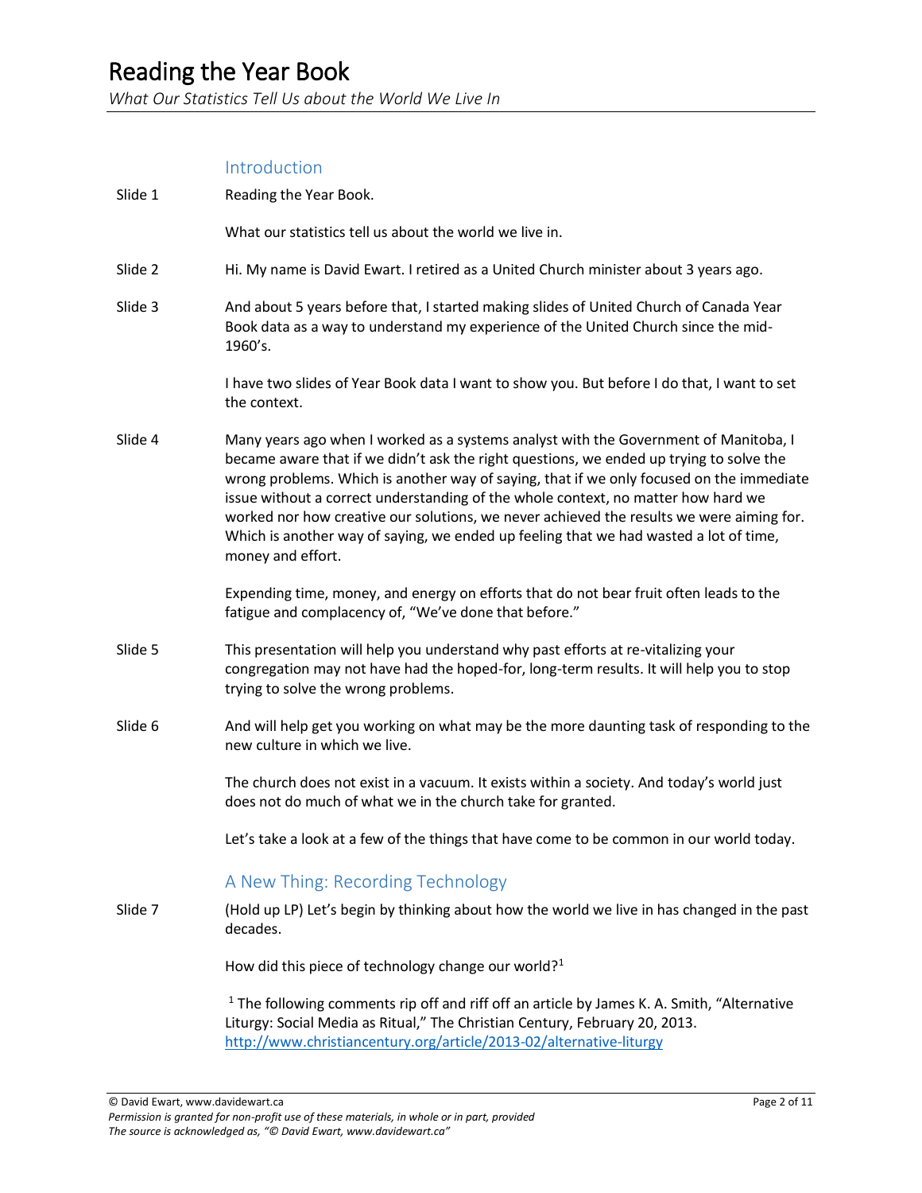## Introduction

Slide 1 Reading the Year Book.

What our statistics tell us about the world we live in.

Slide 2 Hi. My name is David Ewart. I retired as a United Church minister about 3 years ago.

Slide 3 And about 5 years before that, I started making slides of United Church of Canada Year Book data as a way to understand my experience of the United Church since the mid-1960's.

I have two slides of Year Book data I want to show you. But before I do that, I want to set the context.

Slide 4 Many years ago when I worked as a systems analyst with the Government of Manitoba, I became aware that if we didn't ask the right questions, we ended up trying to solve the wrong problems. Which is another way of saying, that if we only focused on the immediate issue without a correct understanding of the whole context, no matter how hard we worked nor how creative our solutions, we never achieved the results we were aiming for. Which is another way of saying, we ended up feeling that we had wasted a lot of time, money and effort.

Expending time, money, and energy on efforts that do not bear fruit often leads to the fatigue and complacency of, "We've done that before."

Slide 5 This presentation will help you understand why past efforts at re-vitalizing your congregation may not have had the hoped-for, long-term results. It will help you to stop trying to solve the wrong problems.

Slide 6 And will help get you working on what may be the more daunting task of responding to the new culture in which we live.

The church does not exist in a vacuum. It exists within a society. And today's world just does not do much of what we in the church take for granted.

Let's take a look at a few of the things that have come to be common in our world today.

## A New Thing: Recording Technology

Slide 7 (Hold up LP) Let's begin by thinking about how the world we live in has changed in the past decades.

How did this piece of technology change our world?[1]

[1] The following comments rip off and riff off an article by James K. A. Smith, "Alternative Liturgy: Social Media as Ritual," The Christian Century, February 20, 2013. http://www.christiancentury.org/article/2013-02/alternative-liturgy

© David Ewart, www.davidewart.ca
*Permission is granted for non-profit use of these materials, in whole or in part, provided The source is acknowledged as, "© David Ewart, www.davidewart.ca"*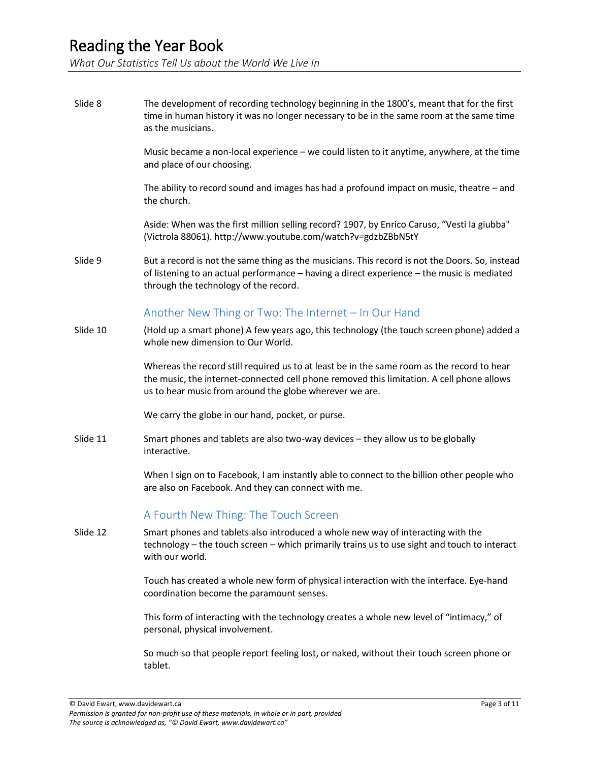Slide 8 The development of recording technology beginning in the 1800's, meant that for the first time in human history it was no longer necessary to be in the same room at the same time as the musicians.

Music became a non-local experience – we could listen to it anytime, anywhere, at the time and place of our choosing.

The ability to record sound and images has had a profound impact on music, theatre – and the church.

Aside: When was the first million selling record? 1907, by Enrico Caruso, "Vesti la giubba" (Victrola 88061). http://www.youtube.com/watch?v=gdzbZBbN5tY

Slide 9 But a record is not the same thing as the musicians. This record is not the Doors. So, instead of listening to an actual performance – having a direct experience – the music is mediated through the technology of the record.

## Another New Thing or Two: The Internet – In Our Hand

Slide 10 (Hold up a smart phone) A few years ago, this technology (the touch screen phone) added a whole new dimension to Our World.

Whereas the record still required us to at least be in the same room as the record to hear the music, the internet-connected cell phone removed this limitation. A cell phone allows us to hear music from around the globe wherever we are.

We carry the globe in our hand, pocket, or purse.

Slide 11 Smart phones and tablets are also two-way devices – they allow us to be globally interactive.

When I sign on to Facebook, I am instantly able to connect to the billion other people who are also on Facebook. And they can connect with me.

## A Fourth New Thing: The Touch Screen

Slide 12 Smart phones and tablets also introduced a whole new way of interacting with the technology – the touch screen – which primarily trains us to use sight and touch to interact with our world.

Touch has created a whole new form of physical interaction with the interface. Eye-hand coordination become the paramount senses.

This form of interacting with the technology creates a whole new level of "intimacy," of personal, physical involvement.

So much so that people report feeling lost, or naked, without their touch screen phone or tablet.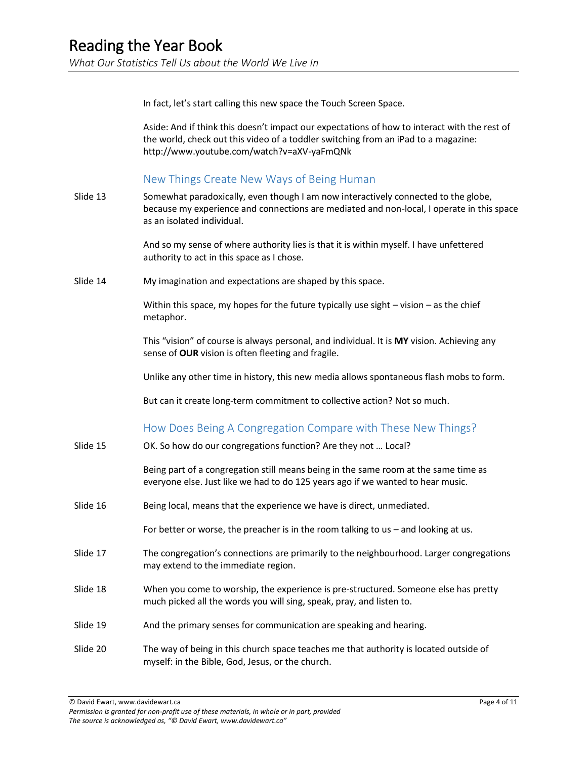In fact, let's start calling this new space the Touch Screen Space.

Aside: And if think this doesn't impact our expectations of how to interact with the rest of the world, check out this video of a toddler switching from an iPad to a magazine: http://www.youtube.com/watch?v=aXV-yaFmQNk

## New Things Create New Ways of Being Human

Slide 13 Somewhat paradoxically, even though I am now interactively connected to the globe, because my experience and connections are mediated and non-local, I operate in this space as an isolated individual.

And so my sense of where authority lies is that it is within myself. I have unfettered authority to act in this space as I chose.

Slide 14 My imagination and expectations are shaped by this space.

Within this space, my hopes for the future typically use sight – vision – as the chief metaphor.

This "vision" of course is always personal, and individual. It is **MY** vision. Achieving any sense of **OUR** vision is often fleeting and fragile.

Unlike any other time in history, this new media allows spontaneous flash mobs to form.

But can it create long-term commitment to collective action? Not so much.

## How Does Being A Congregation Compare with These New Things?

Slide 15 OK. So how do our congregations function? Are they not … Local?

Being part of a congregation still means being in the same room at the same time as everyone else. Just like we had to do 125 years ago if we wanted to hear music.

Slide 16 Being local, means that the experience we have is direct, unmediated.

For better or worse, the preacher is in the room talking to us – and looking at us.

Slide 17 The congregation's connections are primarily to the neighbourhood. Larger congregations may extend to the immediate region.

Slide 18 When you come to worship, the experience is pre-structured. Someone else has pretty much picked all the words you will sing, speak, pray, and listen to.

Slide 19 And the primary senses for communication are speaking and hearing.

Slide 20 The way of being in this church space teaches me that authority is located outside of myself: in the Bible, God, Jesus, or the church.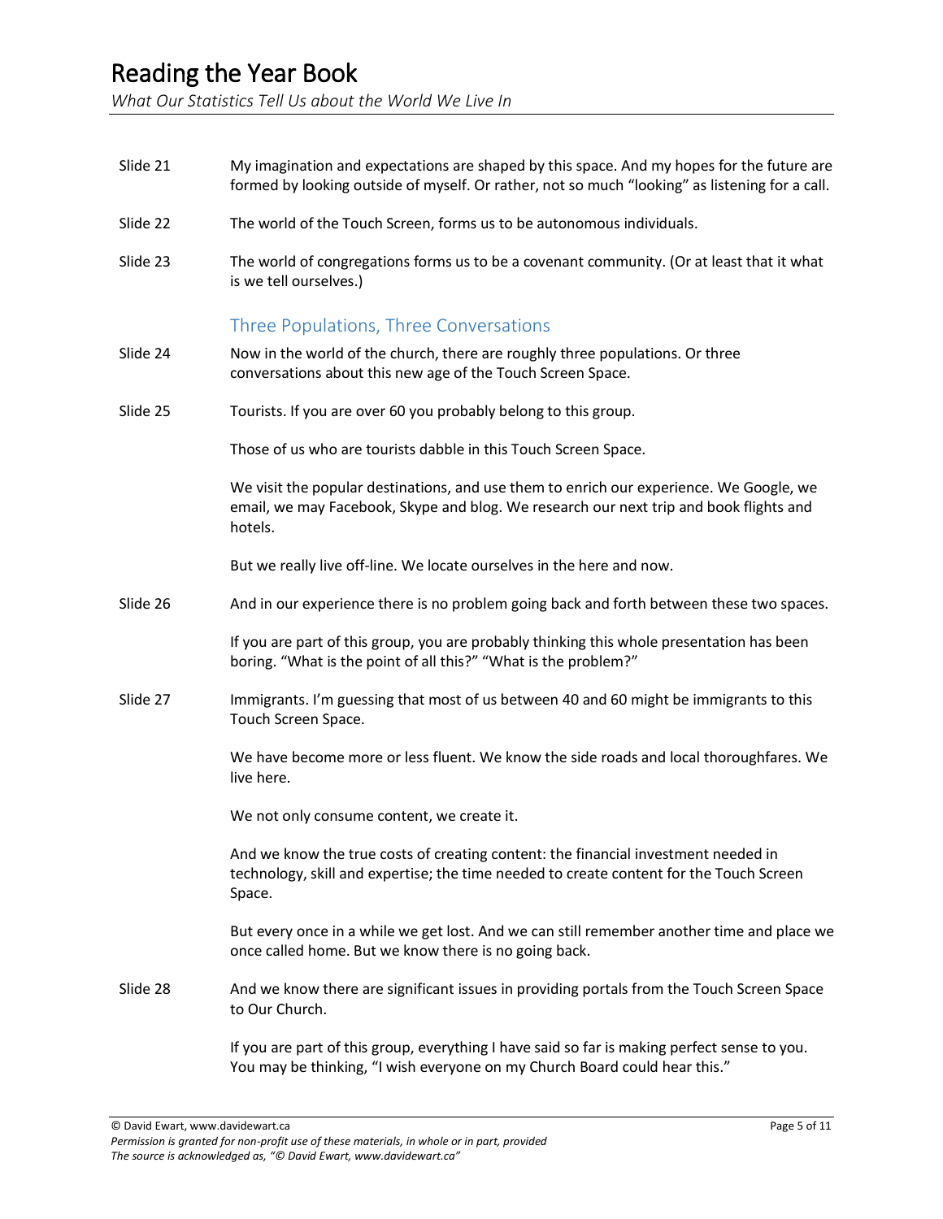Slide 21 My imagination and expectations are shaped by this space. And my hopes for the future are formed by looking outside of myself. Or rather, not so much "looking" as listening for a call.

Slide 22 The world of the Touch Screen, forms us to be autonomous individuals.

Slide 23 The world of congregations forms us to be a covenant community. (Or at least that it what is we tell ourselves.)

## Three Populations, Three Conversations

Slide 24 Now in the world of the church, there are roughly three populations. Or three conversations about this new age of the Touch Screen Space.

Slide 25 Tourists. If you are over 60 you probably belong to this group.

Those of us who are tourists dabble in this Touch Screen Space.

We visit the popular destinations, and use them to enrich our experience. We Google, we email, we may Facebook, Skype and blog. We research our next trip and book flights and hotels.

But we really live off-line. We locate ourselves in the here and now.

Slide 26 And in our experience there is no problem going back and forth between these two spaces.

If you are part of this group, you are probably thinking this whole presentation has been boring. "What is the point of all this?" "What is the problem?"

Slide 27 Immigrants. I'm guessing that most of us between 40 and 60 might be immigrants to this Touch Screen Space.

We have become more or less fluent. We know the side roads and local thoroughfares. We live here.

We not only consume content, we create it.

And we know the true costs of creating content: the financial investment needed in technology, skill and expertise; the time needed to create content for the Touch Screen Space.

But every once in a while we get lost. And we can still remember another time and place we once called home. But we know there is no going back.

Slide 28 And we know there are significant issues in providing portals from the Touch Screen Space to Our Church.

If you are part of this group, everything I have said so far is making perfect sense to you. You may be thinking, "I wish everyone on my Church Board could hear this."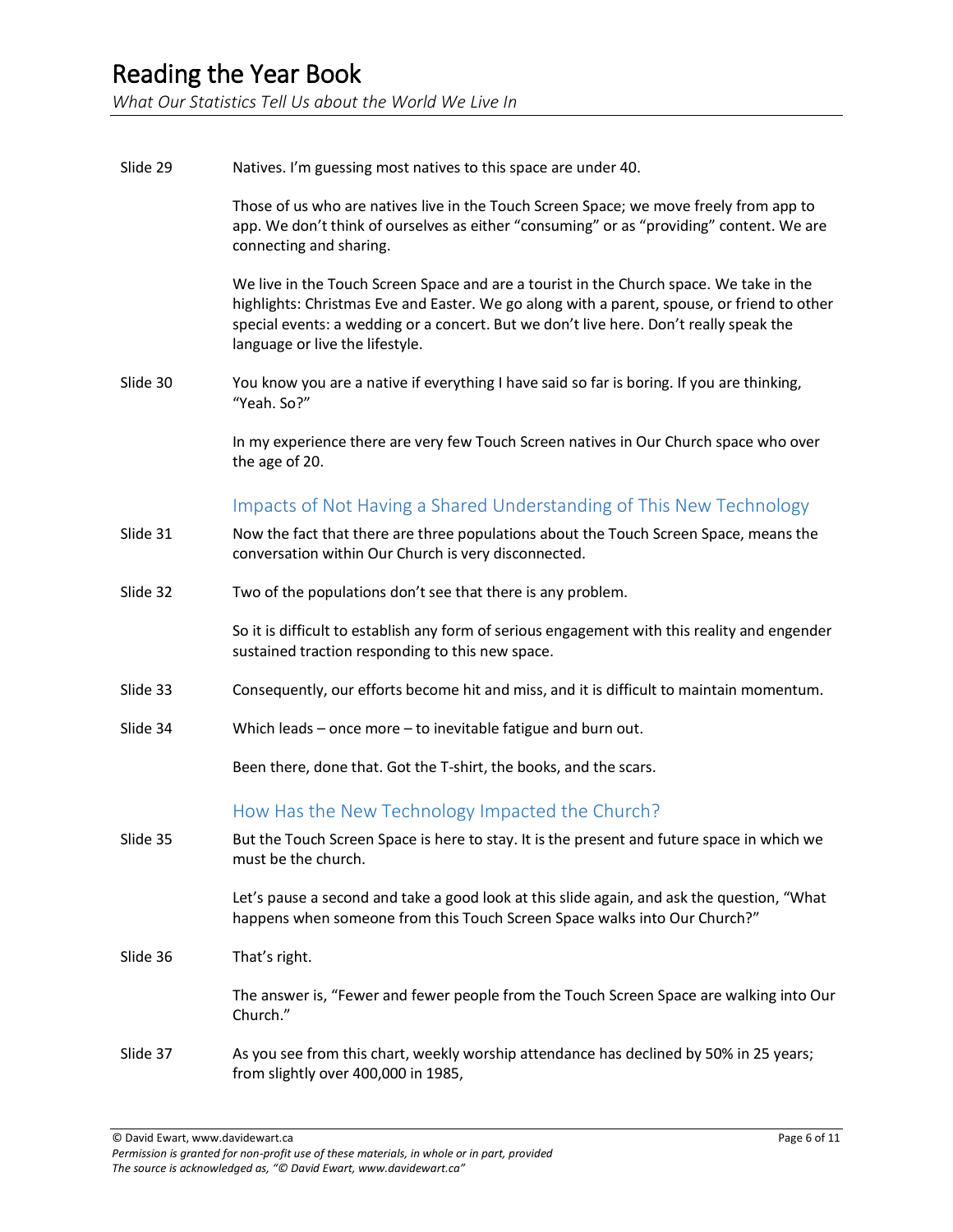Slide 29 Natives. I'm guessing most natives to this space are under 40.

Those of us who are natives live in the Touch Screen Space; we move freely from app to app. We don't think of ourselves as either "consuming" or as "providing" content. We are connecting and sharing.

We live in the Touch Screen Space and are a tourist in the Church space. We take in the highlights: Christmas Eve and Easter. We go along with a parent, spouse, or friend to other special events: a wedding or a concert. But we don't live here. Don't really speak the language or live the lifestyle.

Slide 30 You know you are a native if everything I have said so far is boring. If you are thinking, "Yeah. So?"

In my experience there are very few Touch Screen natives in Our Church space who over the age of 20.

## Impacts of Not Having a Shared Understanding of This New Technology

Slide 31 Now the fact that there are three populations about the Touch Screen Space, means the conversation within Our Church is very disconnected.

Slide 32 Two of the populations don't see that there is any problem.

So it is difficult to establish any form of serious engagement with this reality and engender sustained traction responding to this new space.

Slide 33 Consequently, our efforts become hit and miss, and it is difficult to maintain momentum.

Slide 34 Which leads – once more – to inevitable fatigue and burn out.

Been there, done that. Got the T-shirt, the books, and the scars.

## How Has the New Technology Impacted the Church?

Slide 35 But the Touch Screen Space is here to stay. It is the present and future space in which we must be the church.

Let's pause a second and take a good look at this slide again, and ask the question, "What happens when someone from this Touch Screen Space walks into Our Church?"

Slide 36 That's right.

The answer is, "Fewer and fewer people from the Touch Screen Space are walking into Our Church."

Slide 37 As you see from this chart, weekly worship attendance has declined by 50% in 25 years; from slightly over 400,000 in 1985,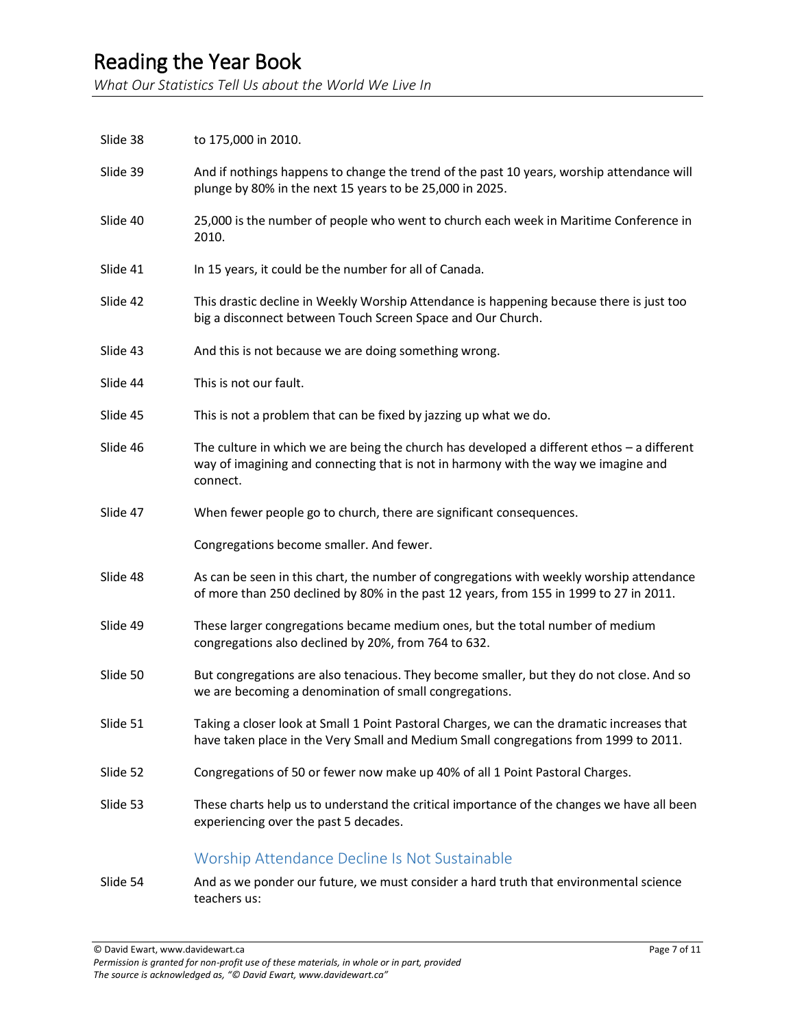| | |
|---|---|
| Slide 38 | to 175,000 in 2010. |
| Slide 39 | And if nothings happens to change the trend of the past 10 years, worship attendance will plunge by 80% in the next 15 years to be 25,000 in 2025. |
| Slide 40 | 25,000 is the number of people who went to church each week in Maritime Conference in 2010. |
| Slide 41 | In 15 years, it could be the number for all of Canada. |
| Slide 42 | This drastic decline in Weekly Worship Attendance is happening because there is just too big a disconnect between Touch Screen Space and Our Church. |
| Slide 43 | And this is not because we are doing something wrong. |
| Slide 44 | This is not our fault. |
| Slide 45 | This is not a problem that can be fixed by jazzing up what we do. |
| Slide 46 | The culture in which we are being the church has developed a different ethos – a different way of imagining and connecting that is not in harmony with the way we imagine and connect. |
| Slide 47 | When fewer people go to church, there are significant consequences. |
| | Congregations become smaller. And fewer. |
| Slide 48 | As can be seen in this chart, the number of congregations with weekly worship attendance of more than 250 declined by 80% in the past 12 years, from 155 in 1999 to 27 in 2011. |
| Slide 49 | These larger congregations became medium ones, but the total number of medium congregations also declined by 20%, from 764 to 632. |
| Slide 50 | But congregations are also tenacious. They become smaller, but they do not close. And so we are becoming a denomination of small congregations. |
| Slide 51 | Taking a closer look at Small 1 Point Pastoral Charges, we can the dramatic increases that have taken place in the Very Small and Medium Small congregations from 1999 to 2011. |
| Slide 52 | Congregations of 50 or fewer now make up 40% of all 1 Point Pastoral Charges. |
| Slide 53 | These charts help us to understand the critical importance of the changes we have all been experiencing over the past 5 decades. |

## Worship Attendance Decline Is Not Sustainable

| | |
|---|---|
| Slide 54 | And as we ponder our future, we must consider a hard truth that environmental science teachers us: |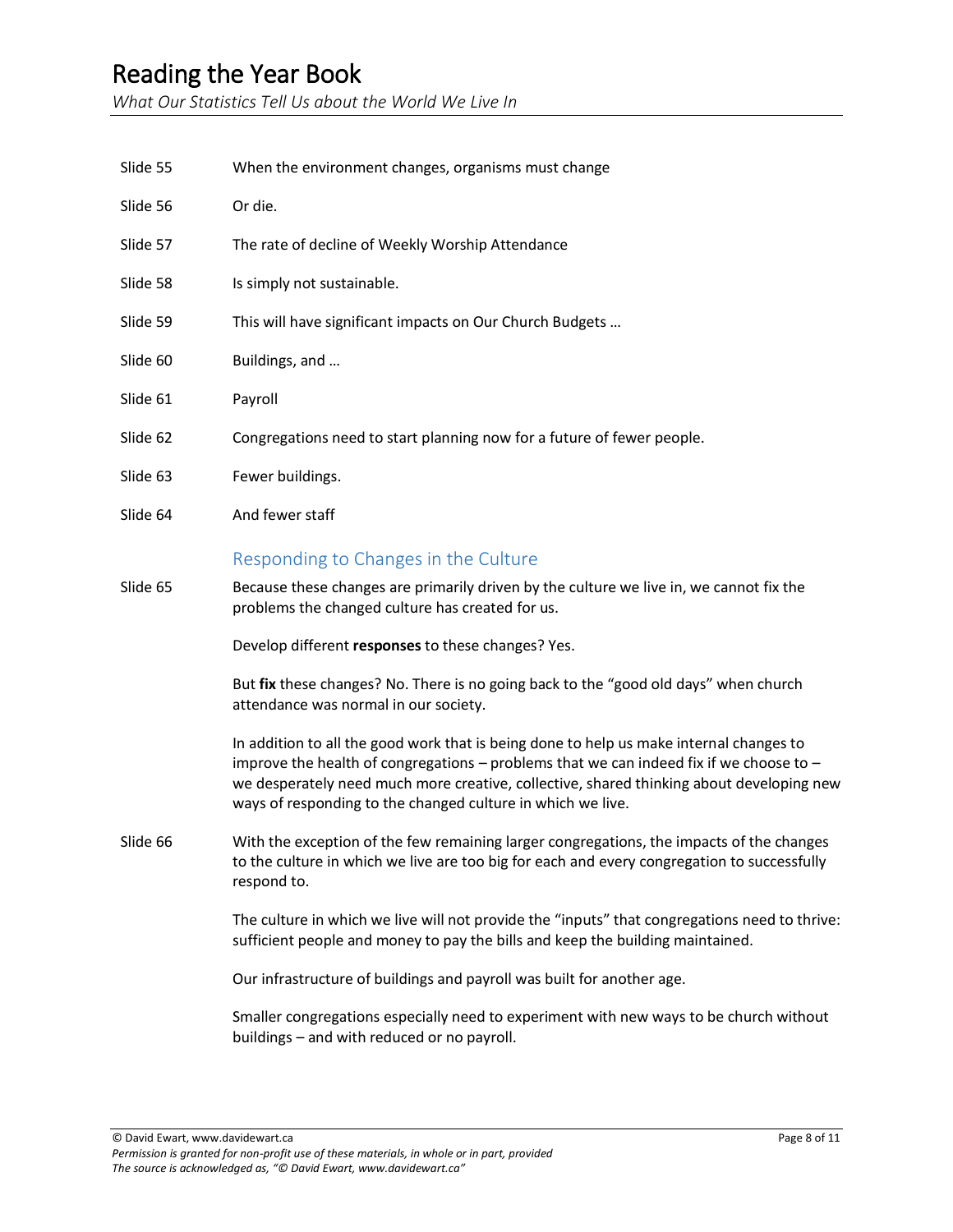Slide 55 When the environment changes, organisms must change

Slide 56 Or die.

Slide 57 The rate of decline of Weekly Worship Attendance

Slide 58 Is simply not sustainable.

Slide 59 This will have significant impacts on Our Church Budgets …

Slide 60 Buildings, and …

Slide 61 Payroll

Slide 62 Congregations need to start planning now for a future of fewer people.

Slide 63 Fewer buildings.

Slide 64 And fewer staff

## Responding to Changes in the Culture

Slide 65 Because these changes are primarily driven by the culture we live in, we cannot fix the problems the changed culture has created for us.

Develop different **responses** to these changes? Yes.

But **fix** these changes? No. There is no going back to the "good old days" when church attendance was normal in our society.

In addition to all the good work that is being done to help us make internal changes to improve the health of congregations – problems that we can indeed fix if we choose to – we desperately need much more creative, collective, shared thinking about developing new ways of responding to the changed culture in which we live.

Slide 66 With the exception of the few remaining larger congregations, the impacts of the changes to the culture in which we live are too big for each and every congregation to successfully respond to.

The culture in which we live will not provide the "inputs" that congregations need to thrive: sufficient people and money to pay the bills and keep the building maintained.

Our infrastructure of buildings and payroll was built for another age.

Smaller congregations especially need to experiment with new ways to be church without buildings – and with reduced or no payroll.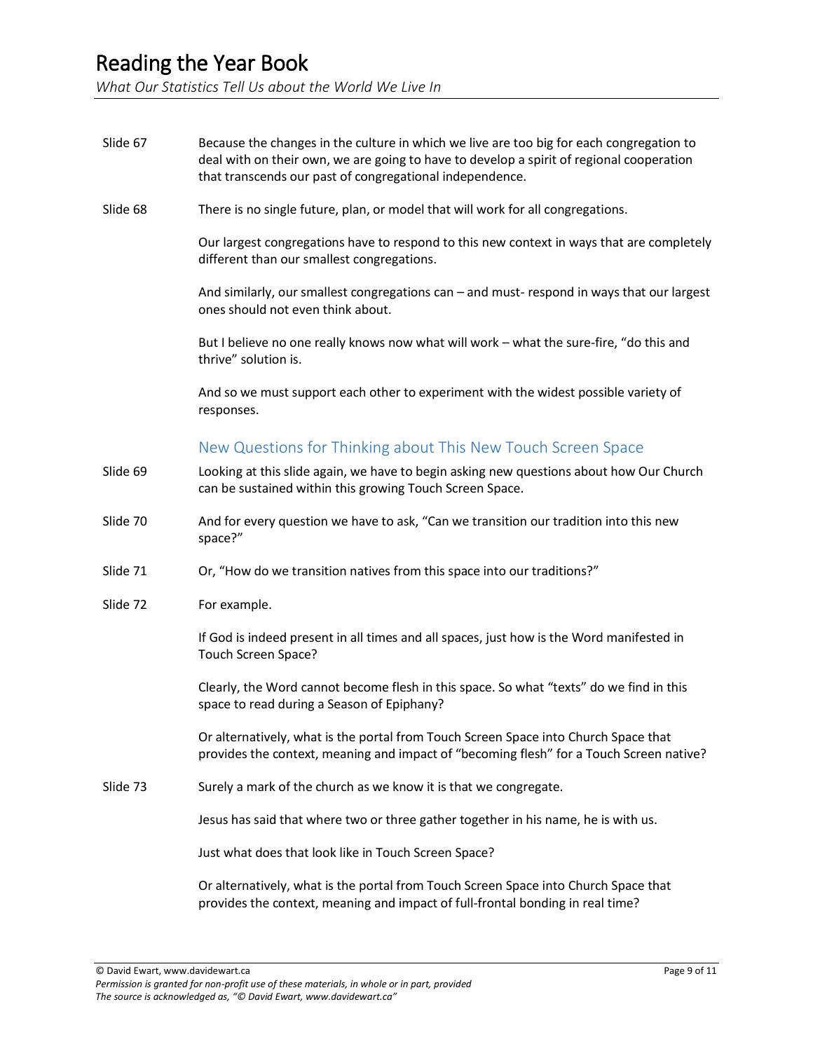Slide 67 Because the changes in the culture in which we live are too big for each congregation to deal with on their own, we are going to have to develop a spirit of regional cooperation that transcends our past of congregational independence.

Slide 68 There is no single future, plan, or model that will work for all congregations.

Our largest congregations have to respond to this new context in ways that are completely different than our smallest congregations.

And similarly, our smallest congregations can – and must- respond in ways that our largest ones should not even think about.

But I believe no one really knows now what will work – what the sure-fire, "do this and thrive" solution is.

And so we must support each other to experiment with the widest possible variety of responses.

## New Questions for Thinking about This New Touch Screen Space

Slide 69 Looking at this slide again, we have to begin asking new questions about how Our Church can be sustained within this growing Touch Screen Space.

Slide 70 And for every question we have to ask, "Can we transition our tradition into this new space?"

Slide 71 Or, "How do we transition natives from this space into our traditions?"

Slide 72 For example.

If God is indeed present in all times and all spaces, just how is the Word manifested in Touch Screen Space?

Clearly, the Word cannot become flesh in this space. So what "texts" do we find in this space to read during a Season of Epiphany?

Or alternatively, what is the portal from Touch Screen Space into Church Space that provides the context, meaning and impact of "becoming flesh" for a Touch Screen native?

Slide 73 Surely a mark of the church as we know it is that we congregate.

Jesus has said that where two or three gather together in his name, he is with us.

Just what does that look like in Touch Screen Space?

Or alternatively, what is the portal from Touch Screen Space into Church Space that provides the context, meaning and impact of full-frontal bonding in real time?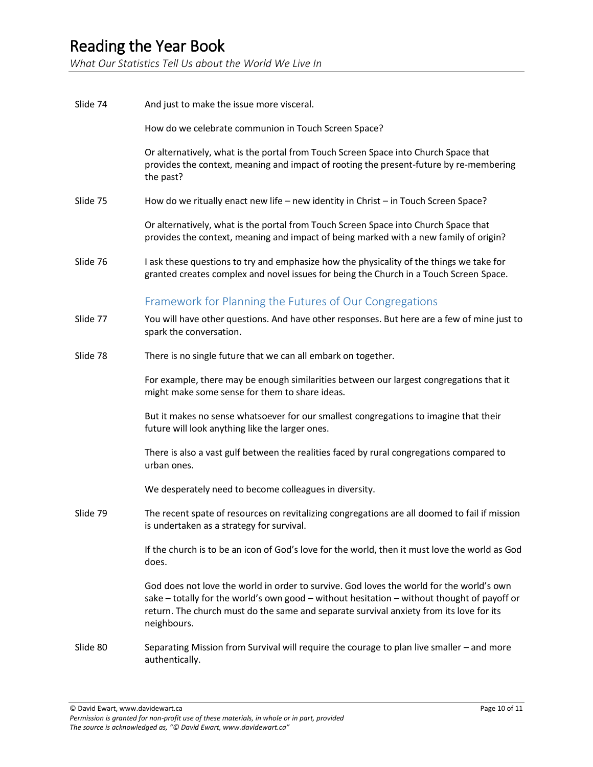| | |
|---|---|
| Slide 74 | And just to make the issue more visceral. |
| | How do we celebrate communion in Touch Screen Space? |
| | Or alternatively, what is the portal from Touch Screen Space into Church Space that provides the context, meaning and impact of rooting the present-future by re-membering the past? |
| Slide 75 | How do we ritually enact new life – new identity in Christ – in Touch Screen Space? |
| | Or alternatively, what is the portal from Touch Screen Space into Church Space that provides the context, meaning and impact of being marked with a new family of origin? |
| Slide 76 | I ask these questions to try and emphasize how the physicality of the things we take for granted creates complex and novel issues for being the Church in a Touch Screen Space. |

## Framework for Planning the Futures of Our Congregations

| | |
|---|---|
| Slide 77 | You will have other questions. And have other responses. But here are a few of mine just to spark the conversation. |
| Slide 78 | There is no single future that we can all embark on together. |
| | For example, there may be enough similarities between our largest congregations that it might make some sense for them to share ideas. |
| | But it makes no sense whatsoever for our smallest congregations to imagine that their future will look anything like the larger ones. |
| | There is also a vast gulf between the realities faced by rural congregations compared to urban ones. |
| | We desperately need to become colleagues in diversity. |
| Slide 79 | The recent spate of resources on revitalizing congregations are all doomed to fail if mission is undertaken as a strategy for survival. |
| | If the church is to be an icon of God's love for the world, then it must love the world as God does. |
| | God does not love the world in order to survive. God loves the world for the world's own sake – totally for the world's own good – without hesitation – without thought of payoff or return. The church must do the same and separate survival anxiety from its love for its neighbours. |
| Slide 80 | Separating Mission from Survival will require the courage to plan live smaller – and more authentically. |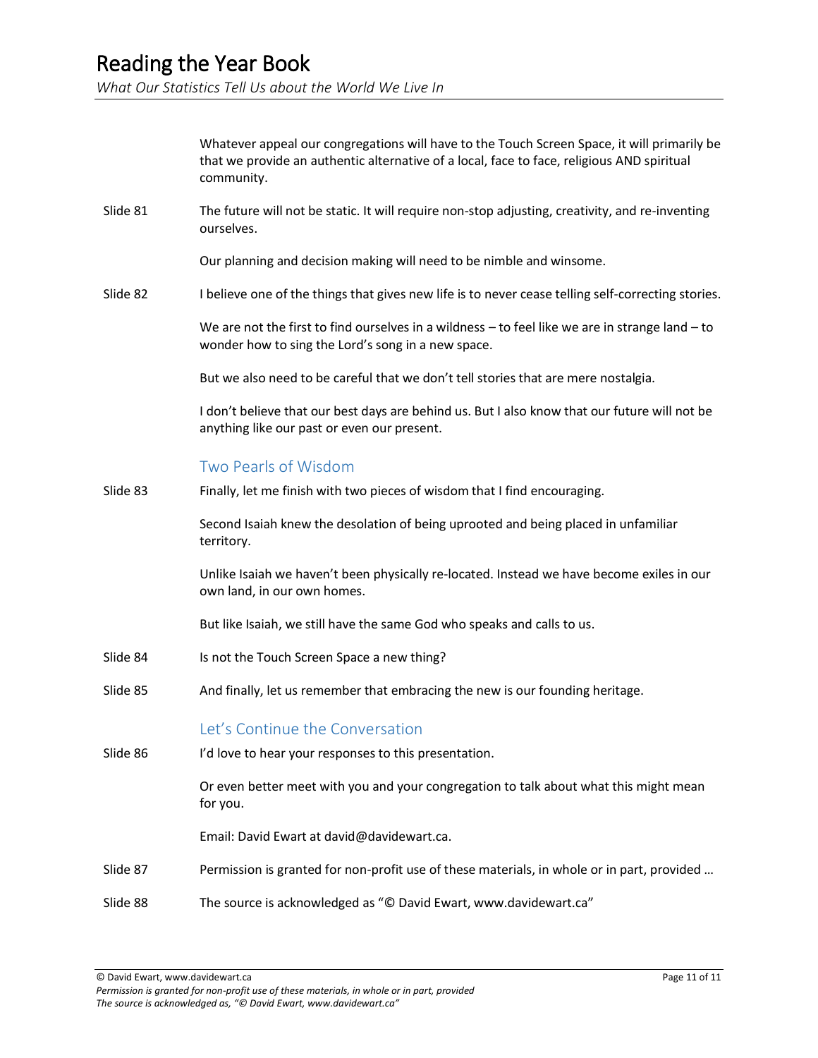Whatever appeal our congregations will have to the Touch Screen Space, it will primarily be that we provide an authentic alternative of a local, face to face, religious AND spiritual community.

Slide 81 The future will not be static. It will require non-stop adjusting, creativity, and re-inventing ourselves.

Our planning and decision making will need to be nimble and winsome.

Slide 82 I believe one of the things that gives new life is to never cease telling self-correcting stories.

We are not the first to find ourselves in a wildness – to feel like we are in strange land – to wonder how to sing the Lord's song in a new space.

But we also need to be careful that we don't tell stories that are mere nostalgia.

I don't believe that our best days are behind us. But I also know that our future will not be anything like our past or even our present.

## Two Pearls of Wisdom

Slide 83 Finally, let me finish with two pieces of wisdom that I find encouraging.

Second Isaiah knew the desolation of being uprooted and being placed in unfamiliar territory.

Unlike Isaiah we haven't been physically re-located. Instead we have become exiles in our own land, in our own homes.

But like Isaiah, we still have the same God who speaks and calls to us.

Slide 84 Is not the Touch Screen Space a new thing?

Slide 85 And finally, let us remember that embracing the new is our founding heritage.

## Let's Continue the Conversation

Slide 86 I'd love to hear your responses to this presentation.

Or even better meet with you and your congregation to talk about what this might mean for you.

Email: David Ewart at david@davidewart.ca.

Slide 87 Permission is granted for non-profit use of these materials, in whole or in part, provided …

Slide 88 The source is acknowledged as "© David Ewart, www.davidewart.ca"